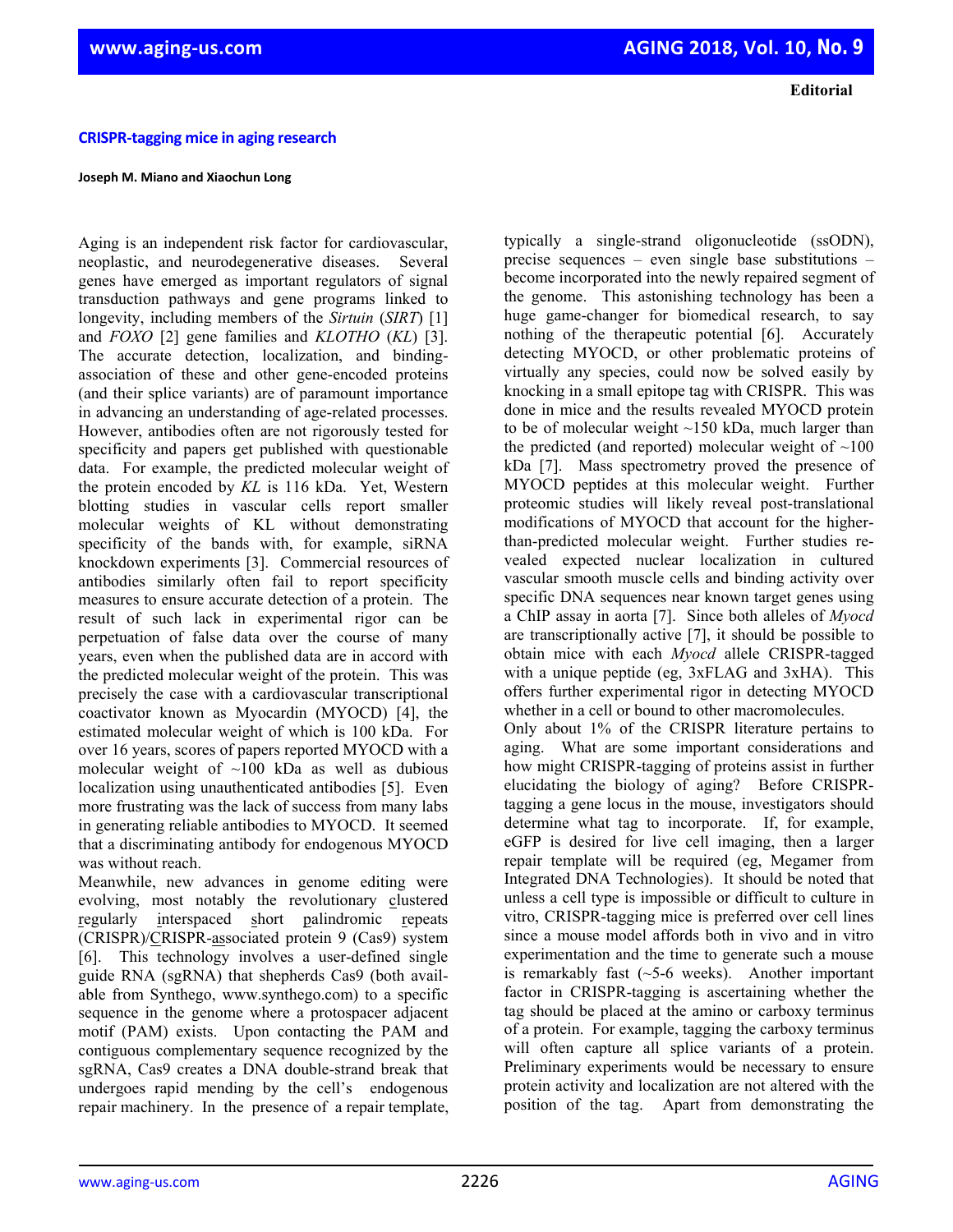**Editorial**

# CRISPR-tagging mice in aging research

**Joseph M. Miano and Xiaochun Long**

Aging is an independent risk factor for cardiovascular, neoplastic, and neurodegenerative diseases. Several genes have emerged as important regulators of signal transduction pathways and gene programs linked to longevity, including members of the *Sirtuin* (*SIRT*) [1] and *FOXO* [2] gene families and *KLOTHO* (*KL*) [3]. The accurate detection, localization, and binding-association of these and other gene-encoded proteins (and their splice variants) are of paramount importance in advancing an understanding of age-related processes. However, antibodies often are not rigorously tested for specificity and papers get published with questionable data. For example, the predicted molecular weight of the protein encoded by *KL* is 116 kDa. Yet, Western blotting studies in vascular cells report smaller molecular weights of KL without demonstrating specificity of the bands with, for example, siRNA knockdown experiments [3]. Commercial resources of antibodies similarly often fail to report specificity measures to ensure accurate detection of a protein. The result of such lack in experimental rigor can be perpetuation of false data over the course of many years, even when the published data are in accord with the predicted molecular weight of the protein. This was precisely the case with a cardiovascular transcriptional coactivator known as Myocardin (MYOCD) [4], the estimated molecular weight of which is 100 kDa. For over 16 years, scores of papers reported MYOCD with a molecular weight of ~100 kDa as well as dubious localization using unauthenticated antibodies [5]. Even more frustrating was the lack of success from many labs in generating reliable antibodies to MYOCD. It seemed that a discriminating antibody for endogenous MYOCD was without reach.

Meanwhile, new advances in genome editing were evolving, most notably the revolutionary clustered regularly interspaced short palindromic repeats (CRISPR)/CRISPR-associated protein 9 (Cas9) system [6]. This technology involves a user-defined single guide RNA (sgRNA) that shepherds Cas9 (both available from Synthego, www.synthego.com) to a specific sequence in the genome where a protospacer adjacent motif (PAM) exists. Upon contacting the PAM and contiguous complementary sequence recognized by the sgRNA, Cas9 creates a DNA double-strand break that undergoes rapid mending by the cell's endogenous repair machinery. In the presence of a repair template, typically a single-strand oligonucleotide (ssODN), precise sequences – even single base substitutions – become incorporated into the newly repaired segment of the genome. This astonishing technology has been a huge game-changer for biomedical research, to say nothing of the therapeutic potential [6]. Accurately detecting MYOCD, or other problematic proteins of virtually any species, could now be solved easily by knocking in a small epitope tag with CRISPR. This was done in mice and the results revealed MYOCD protein to be of molecular weight ~150 kDa, much larger than the predicted (and reported) molecular weight of ~100 kDa [7]. Mass spectrometry proved the presence of MYOCD peptides at this molecular weight. Further proteomic studies will likely reveal post-translational modifications of MYOCD that account for the higher-than-predicted molecular weight. Further studies revealed expected nuclear localization in cultured vascular smooth muscle cells and binding activity over specific DNA sequences near known target genes using a ChIP assay in aorta [7]. Since both alleles of *Myocd* are transcriptionally active [7], it should be possible to obtain mice with each *Myocd* allele CRISPR-tagged with a unique peptide (eg, 3xFLAG and 3xHA). This offers further experimental rigor in detecting MYOCD whether in a cell or bound to other macromolecules.

Only about 1% of the CRISPR literature pertains to aging. What are some important considerations and how might CRISPR-tagging of proteins assist in further elucidating the biology of aging? Before CRISPR-tagging a gene locus in the mouse, investigators should determine what tag to incorporate. If, for example, eGFP is desired for live cell imaging, then a larger repair template will be required (eg, Megamer from Integrated DNA Technologies). It should be noted that unless a cell type is impossible or difficult to culture in vitro, CRISPR-tagging mice is preferred over cell lines since a mouse model affords both in vivo and in vitro experimentation and the time to generate such a mouse is remarkably fast (~5-6 weeks). Another important factor in CRISPR-tagging is ascertaining whether the tag should be placed at the amino or carboxy terminus of a protein. For example, tagging the carboxy terminus will often capture all splice variants of a protein. Preliminary experiments would be necessary to ensure protein activity and localization are not altered with the position of the tag. Apart from demonstrating the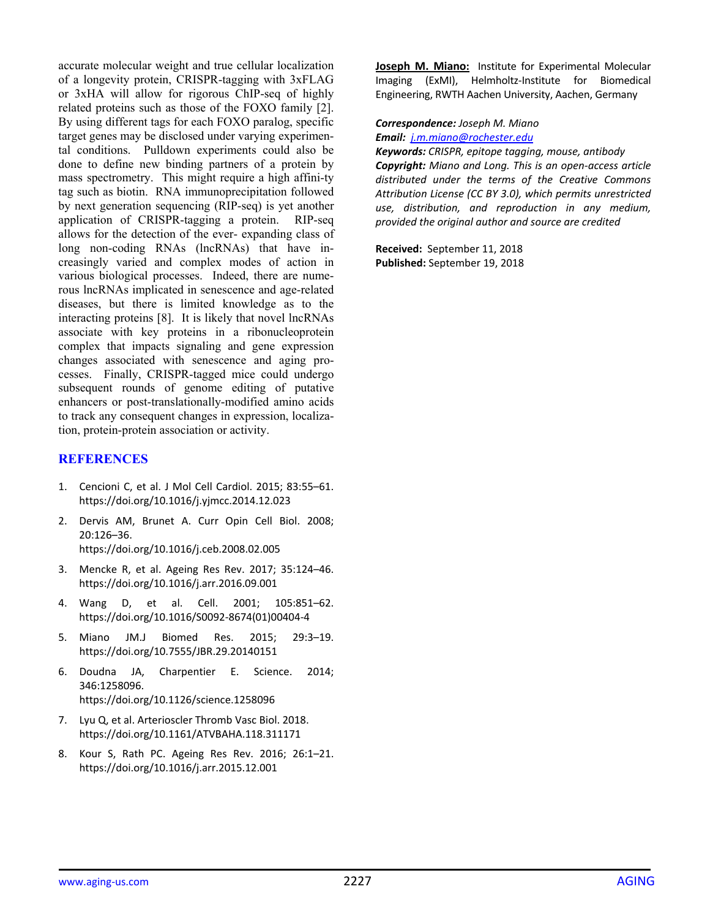accurate molecular weight and true cellular localization of a longevity protein, CRISPR-tagging with 3xFLAG or 3xHA will allow for rigorous ChIP-seq of highly related proteins such as those of the FOXO family [2]. By using different tags for each FOXO paralog, specific target genes may be disclosed under varying experimental conditions. Pulldown experiments could also be done to define new binding partners of a protein by mass spectrometry. This might require a high affini-ty tag such as biotin. RNA immunoprecipitation followed by next generation sequencing (RIP-seq) is yet another application of CRISPR-tagging a protein. RIP-seq allows for the detection of the ever- expanding class of long non-coding RNAs (lncRNAs) that have increasingly varied and complex modes of action in various biological processes. Indeed, there are numerous lncRNAs implicated in senescence and age-related diseases, but there is limited knowledge as to the interacting proteins [8]. It is likely that novel lncRNAs associate with key proteins in a ribonucleoprotein complex that impacts signaling and gene expression changes associated with senescence and aging processes. Finally, CRISPR-tagged mice could undergo subsequent rounds of genome editing of putative enhancers or post-translationally-modified amino acids to track any consequent changes in expression, localization, protein-protein association or activity.

## REFERENCES

1. Cencioni C, et al. J Mol Cell Cardiol. 2015; 83:55–61. https://doi.org/10.1016/j.yjmcc.2014.12.023
2. Dervis AM, Brunet A. Curr Opin Cell Biol. 2008; 20:126–36. https://doi.org/10.1016/j.ceb.2008.02.005
3. Mencke R, et al. Ageing Res Rev. 2017; 35:124–46. https://doi.org/10.1016/j.arr.2016.09.001
4. Wang D, et al. Cell. 2001; 105:851–62. https://doi.org/10.1016/S0092-8674(01)00404-4
5. Miano JM.J Biomed Res. 2015; 29:3–19. https://doi.org/10.7555/JBR.29.20140151
6. Doudna JA, Charpentier E. Science. 2014; 346:1258096. https://doi.org/10.1126/science.1258096
7. Lyu Q, et al. Arterioscler Thromb Vasc Biol. 2018. https://doi.org/10.1161/ATVBAHA.118.311171
8. Kour S, Rath PC. Ageing Res Rev. 2016; 26:1–21. https://doi.org/10.1016/j.arr.2015.12.001

**Joseph M. Miano:** Institute for Experimental Molecular Imaging (ExMI), Helmholtz-Institute for Biomedical Engineering, RWTH Aachen University, Aachen, Germany

***Correspondence:*** *Joseph M. Miano*
***Email:*** *j.m.miano@rochester.edu*
***Keywords:*** *CRISPR, epitope tagging, mouse, antibody*
***Copyright:*** *Miano and Long. This is an open-access article distributed under the terms of the Creative Commons Attribution License (CC BY 3.0), which permits unrestricted use, distribution, and reproduction in any medium, provided the original author and source are credited*

**Received:** September 11, 2018
**Published:** September 19, 2018